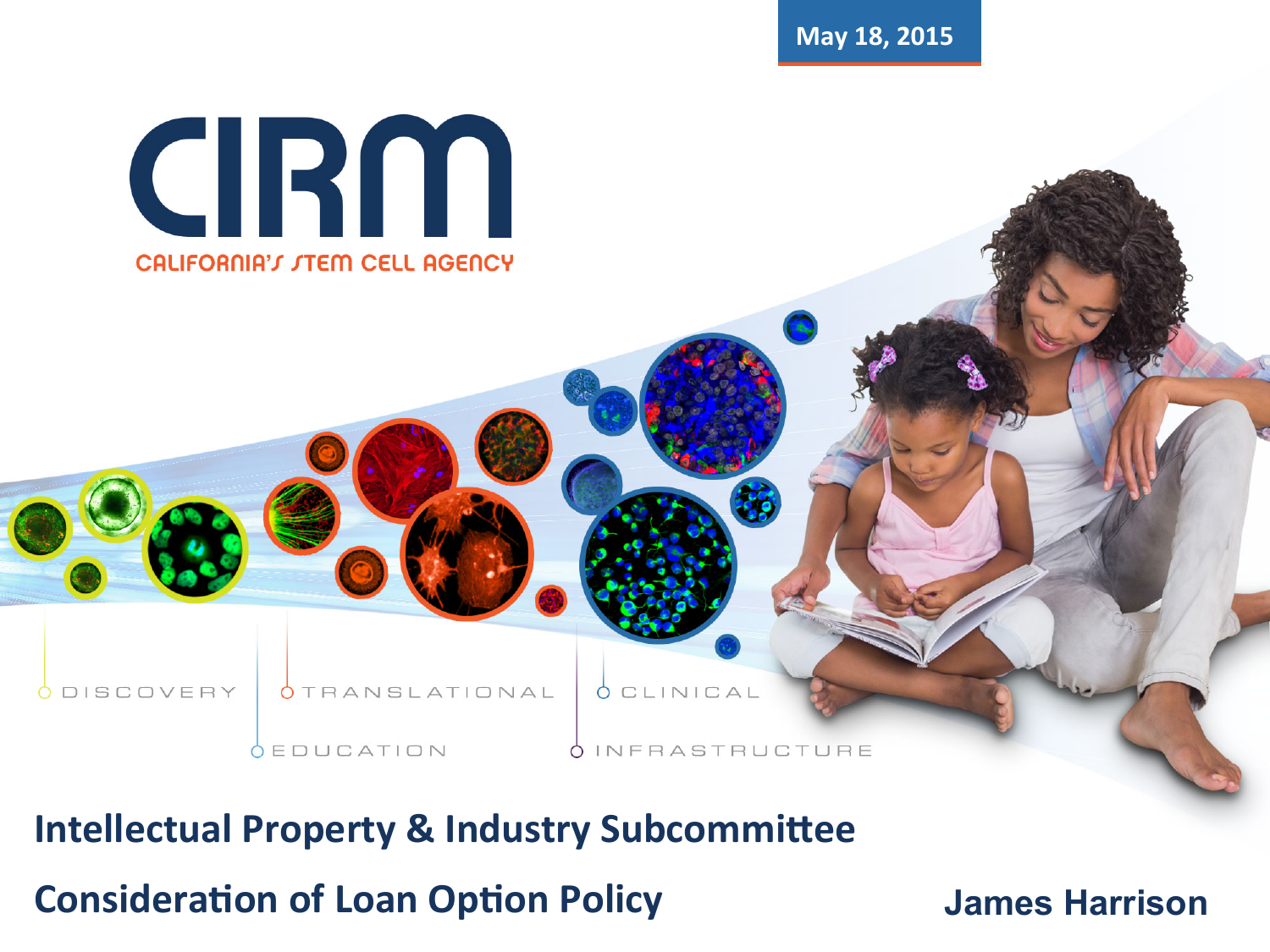May 18, 2015

# CIRM

CALIFORNIA'S STEM CELL AGENCY

DISCOVERY | TRANSLATIONAL | CLINICAL

EDUCATION | INFRASTRUCTURE

## Intellectual Property & Industry Subcommittee

## Consideration of Loan Option Policy

**James Harrison**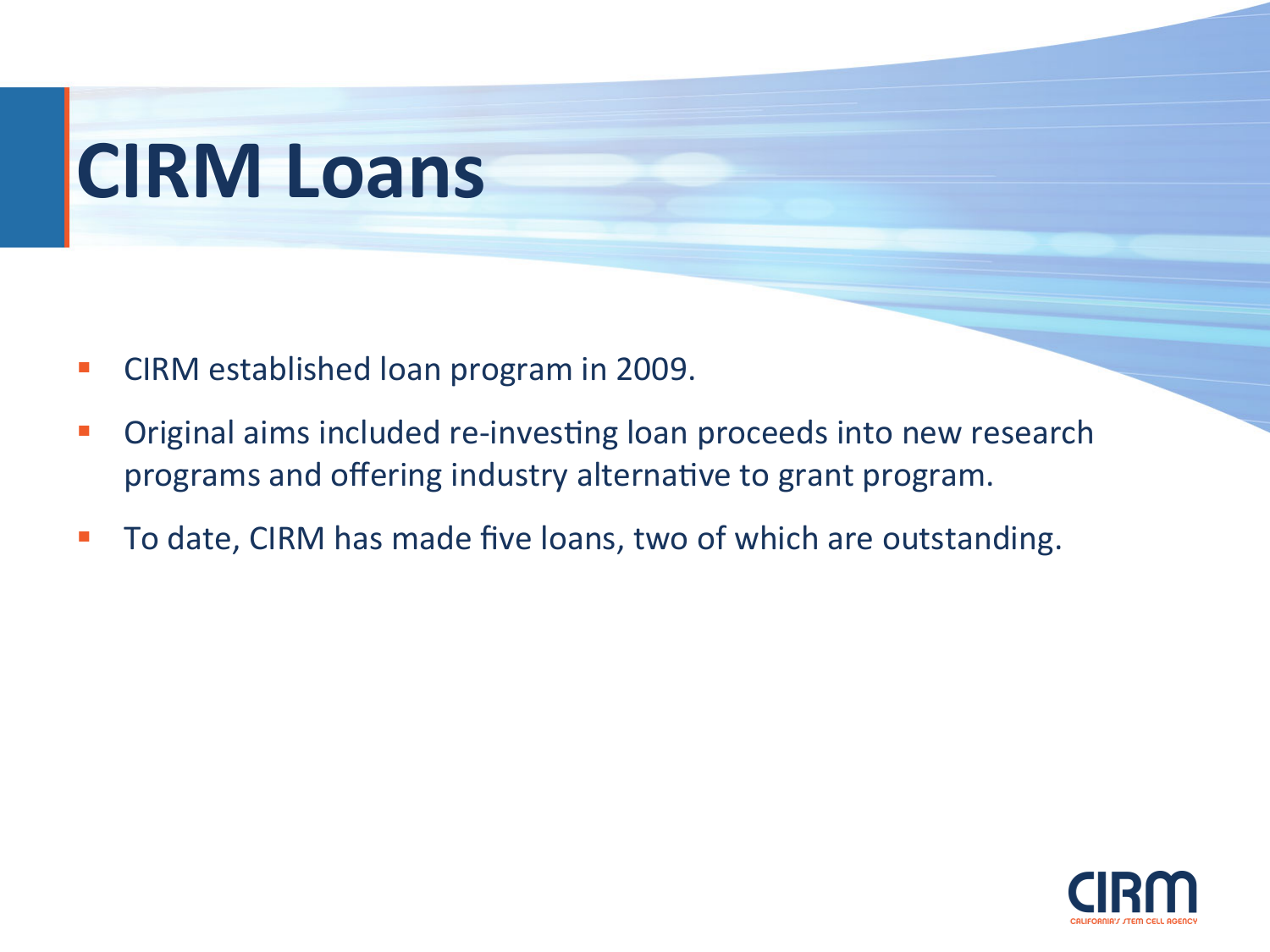# CIRM Loans

- CIRM established loan program in 2009.
- Original aims included re-investing loan proceeds into new research programs and offering industry alternative to grant program.
- To date, CIRM has made five loans, two of which are outstanding.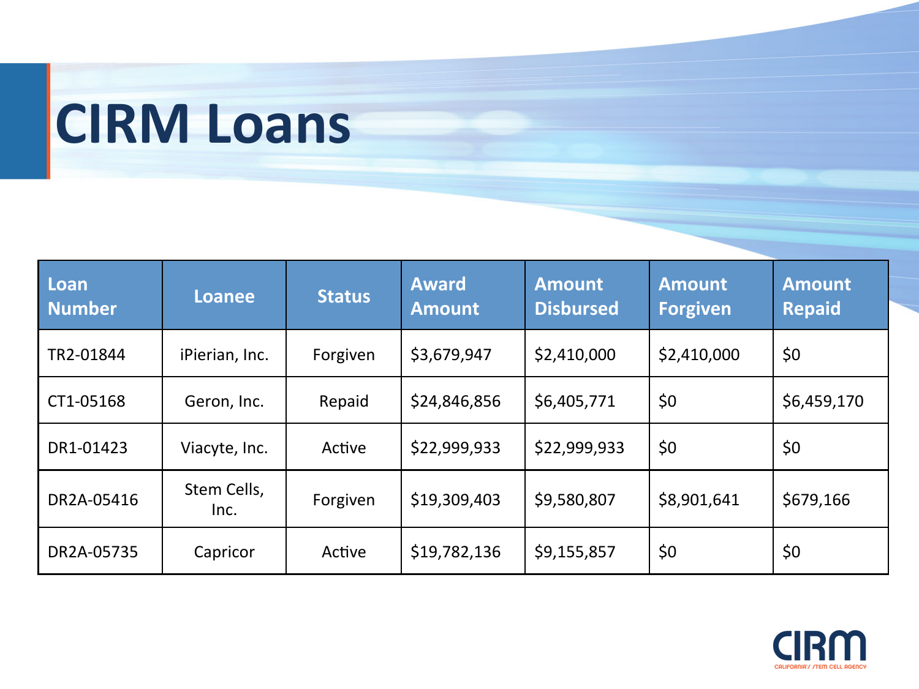# CIRM Loans

| Loan Number | Loanee | Status | Award Amount | Amount Disbursed | Amount Forgiven | Amount Repaid |
|---|---|---|---|---|---|---|
| TR2-01844 | iPierian, Inc. | Forgiven | $3,679,947 | $2,410,000 | $2,410,000 | $0 |
| CT1-05168 | Geron, Inc. | Repaid | $24,846,856 | $6,405,771 | $0 | $6,459,170 |
| DR1-01423 | Viacyte, Inc. | Active | $22,999,933 | $22,999,933 | $0 | $0 |
| DR2A-05416 | Stem Cells, Inc. | Forgiven | $19,309,403 | $9,580,807 | $8,901,641 | $679,166 |
| DR2A-05735 | Capricor | Active | $19,782,136 | $9,155,857 | $0 | $0 |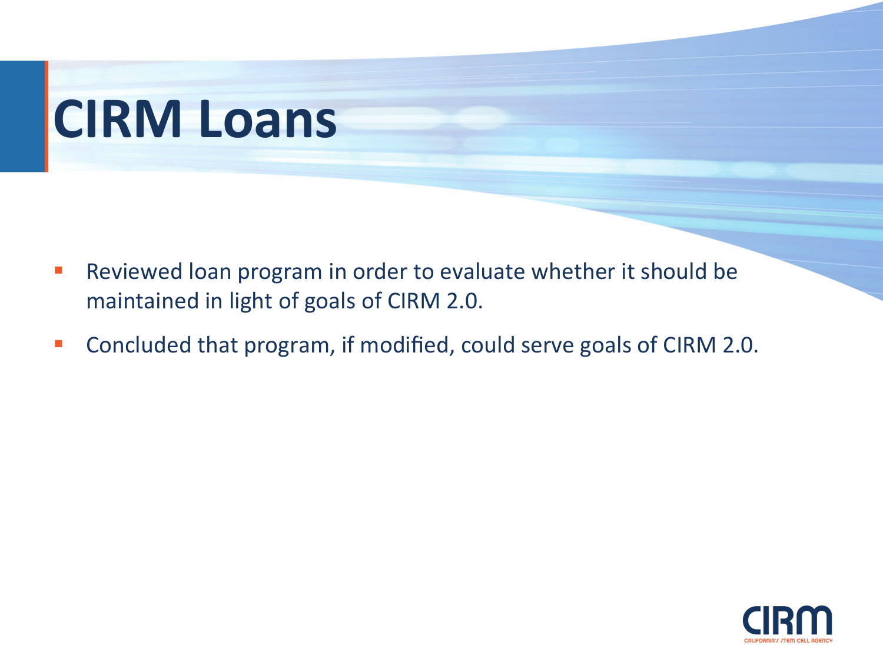# CIRM Loans

- Reviewed loan program in order to evaluate whether it should be maintained in light of goals of CIRM 2.0.
- Concluded that program, if modified, could serve goals of CIRM 2.0.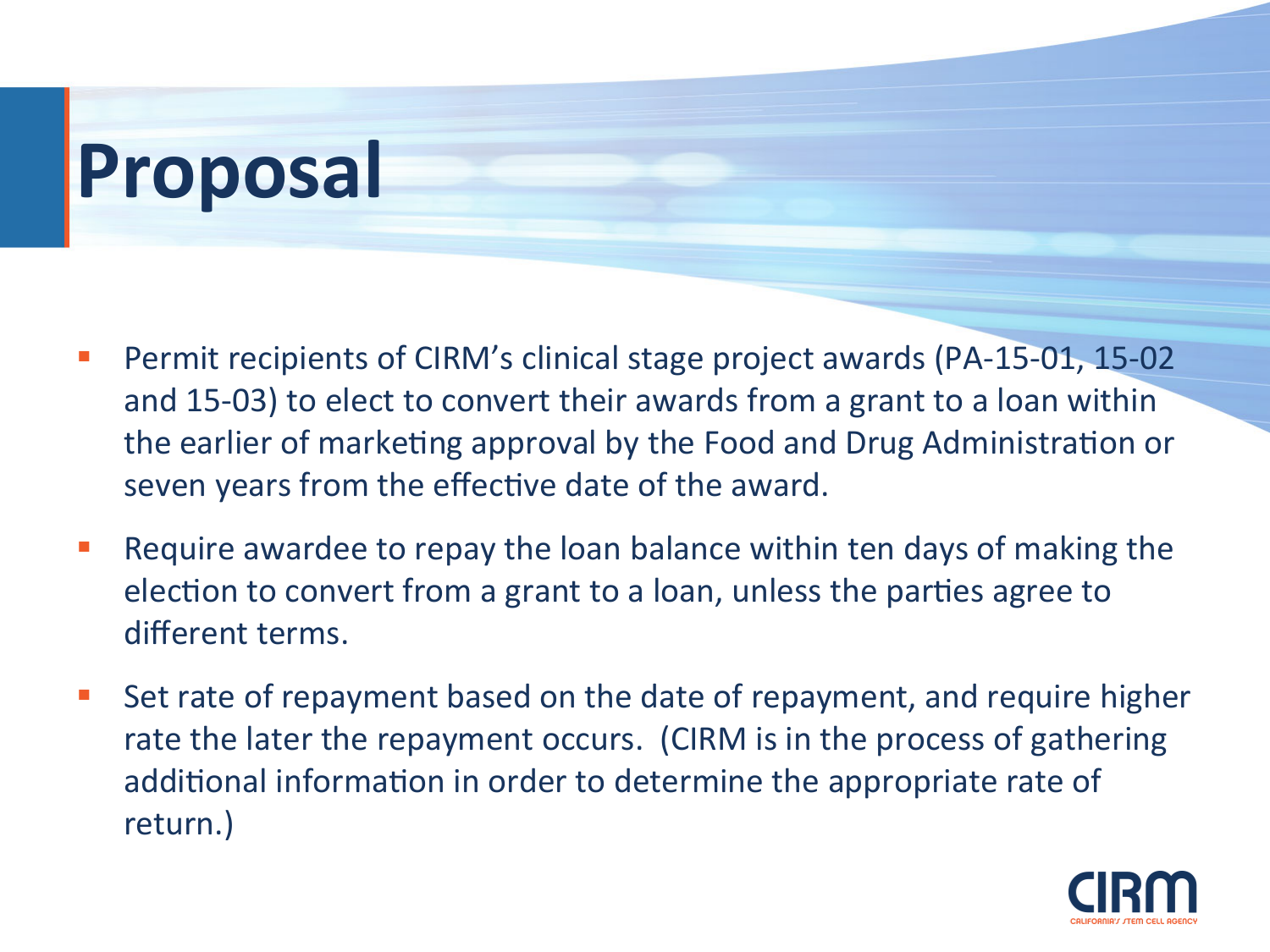# Proposal

- Permit recipients of CIRM's clinical stage project awards (PA-15-01, 15-02 and 15-03) to elect to convert their awards from a grant to a loan within the earlier of marketing approval by the Food and Drug Administration or seven years from the effective date of the award.
- Require awardee to repay the loan balance within ten days of making the election to convert from a grant to a loan, unless the parties agree to different terms.
- Set rate of repayment based on the date of repayment, and require higher rate the later the repayment occurs. (CIRM is in the process of gathering additional information in order to determine the appropriate rate of return.)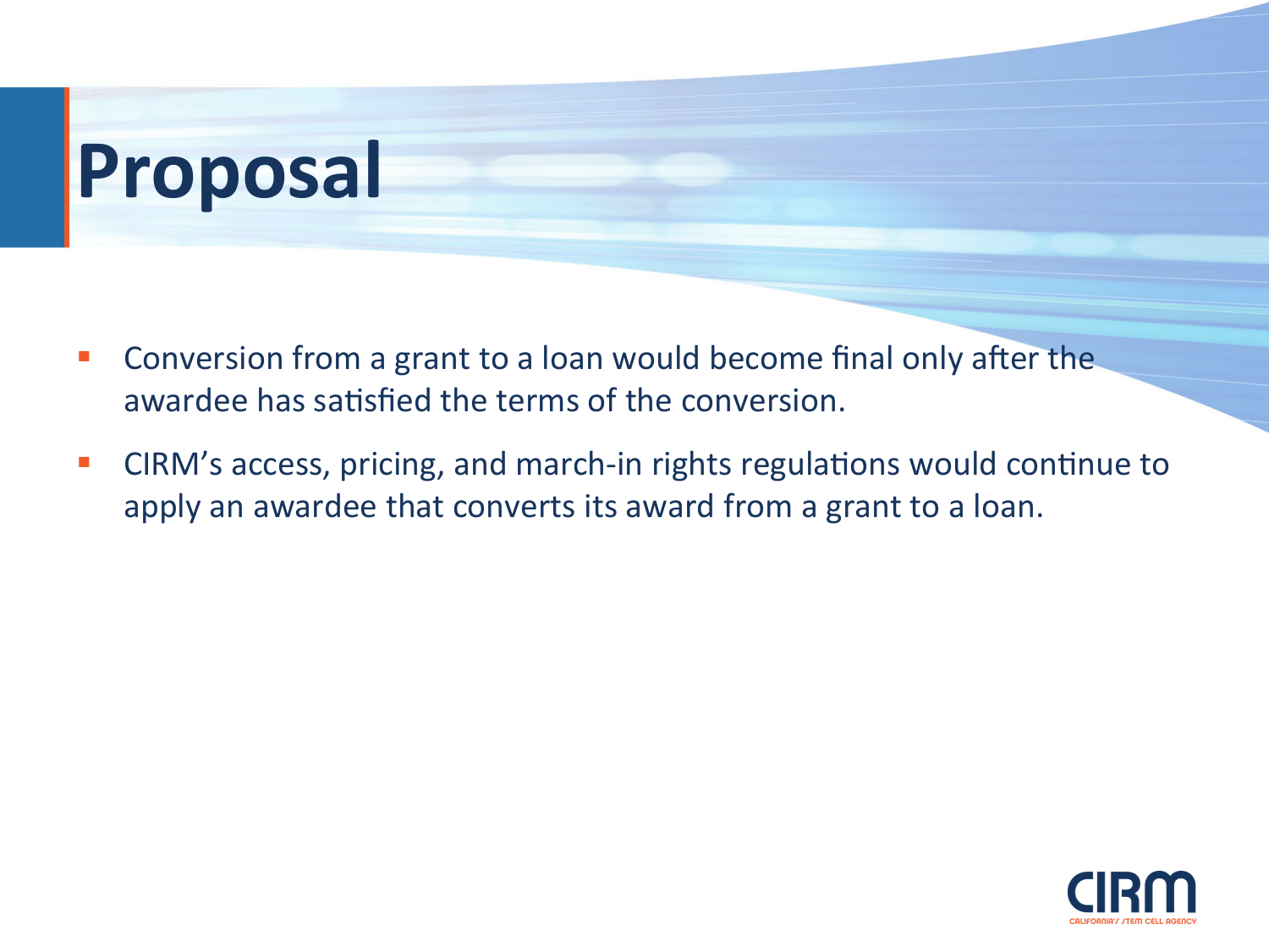# Proposal

- Conversion from a grant to a loan would become final only after the awardee has satisfied the terms of the conversion.
- CIRM's access, pricing, and march-in rights regulations would continue to apply an awardee that converts its award from a grant to a loan.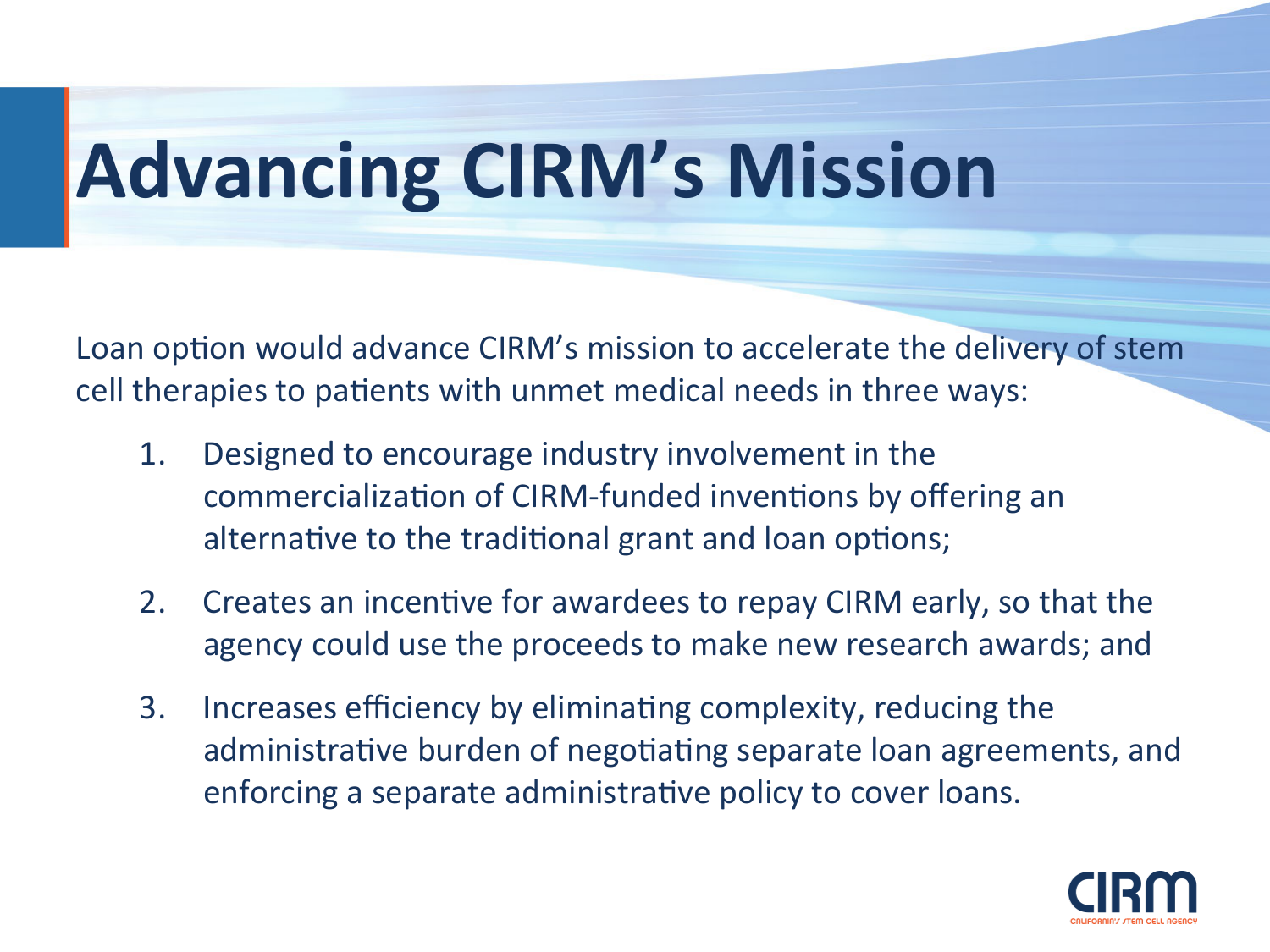# Advancing CIRM's Mission

Loan option would advance CIRM's mission to accelerate the delivery of stem cell therapies to patients with unmet medical needs in three ways:

1. Designed to encourage industry involvement in the commercialization of CIRM-funded inventions by offering an alternative to the traditional grant and loan options;
2. Creates an incentive for awardees to repay CIRM early, so that the agency could use the proceeds to make new research awards; and
3. Increases efficiency by eliminating complexity, reducing the administrative burden of negotiating separate loan agreements, and enforcing a separate administrative policy to cover loans.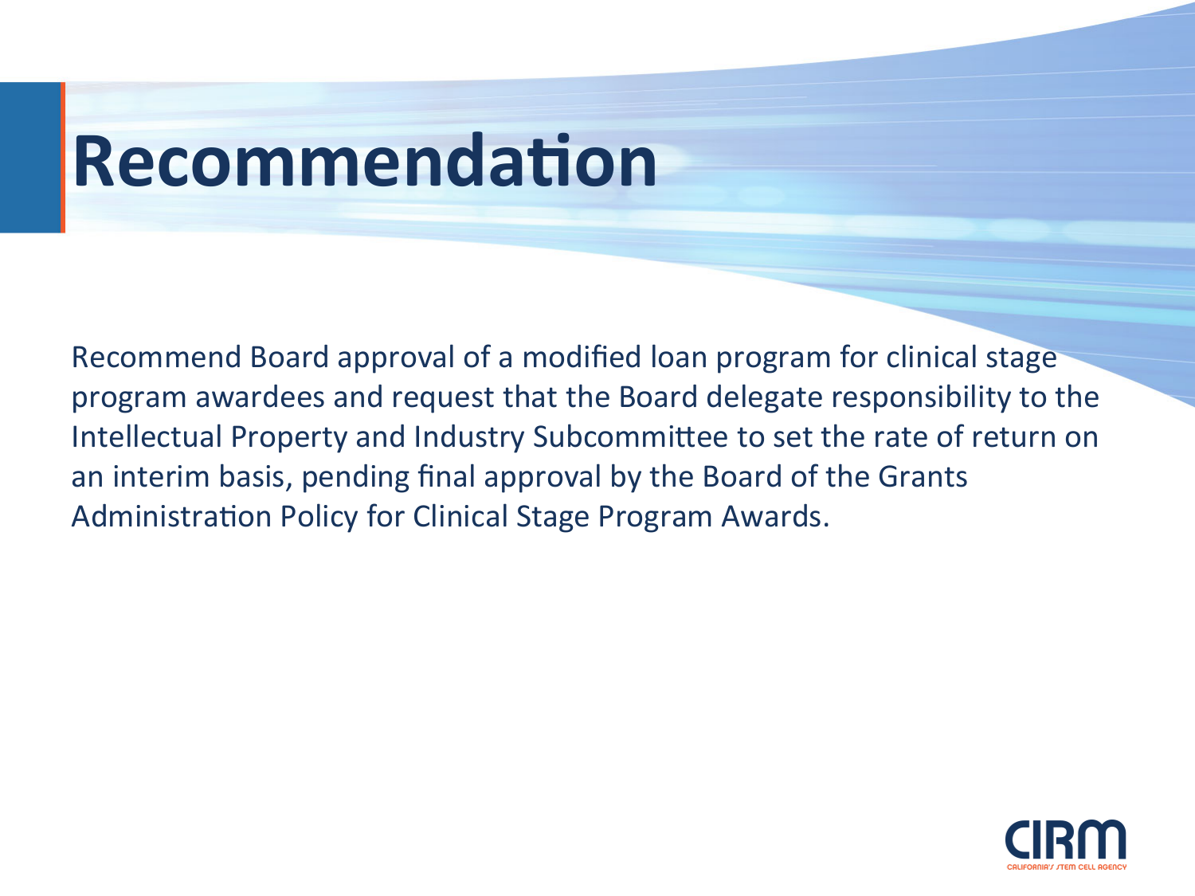# Recommendation

Recommend Board approval of a modified loan program for clinical stage program awardees and request that the Board delegate responsibility to the Intellectual Property and Industry Subcommittee to set the rate of return on an interim basis, pending final approval by the Board of the Grants Administration Policy for Clinical Stage Program Awards.